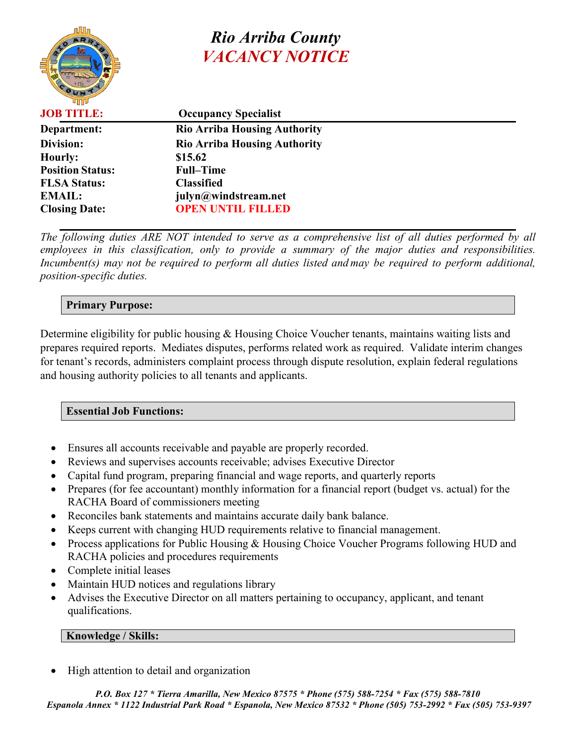# *Rio Arriba County*
# *VACANCY NOTICE*

| | |
|---|---|
| **JOB TITLE:** | **Occupancy Specialist** |
| **Department:** | **Rio Arriba Housing Authority** |
| **Division:** | **Rio Arriba Housing Authority** |
| **Hourly:** | **$15.62** |
| **Position Status:** | **Full–Time** |
| **FLSA Status:** | **Classified** |
| **EMAIL:** | **julyn@windstream.net** |
| **Closing Date:** | **OPEN UNTIL FILLED** |

*The following duties ARE NOT intended to serve as a comprehensive list of all duties performed by all employees in this classification, only to provide a summary of the major duties and responsibilities. Incumbent(s) may not be required to perform all duties listed and may be required to perform additional, position-specific duties.*

## Primary Purpose:

Determine eligibility for public housing & Housing Choice Voucher tenants, maintains waiting lists and prepares required reports. Mediates disputes, performs related work as required. Validate interim changes for tenant's records, administers complaint process through dispute resolution, explain federal regulations and housing authority policies to all tenants and applicants.

## Essential Job Functions:

- Ensures all accounts receivable and payable are properly recorded.
- Reviews and supervises accounts receivable; advises Executive Director
- Capital fund program, preparing financial and wage reports, and quarterly reports
- Prepares (for fee accountant) monthly information for a financial report (budget vs. actual) for the RACHA Board of commissioners meeting
- Reconciles bank statements and maintains accurate daily bank balance.
- Keeps current with changing HUD requirements relative to financial management.
- Process applications for Public Housing & Housing Choice Voucher Programs following HUD and RACHA policies and procedures requirements
- Complete initial leases
- Maintain HUD notices and regulations library
- Advises the Executive Director on all matters pertaining to occupancy, applicant, and tenant qualifications.

## Knowledge / Skills:

- High attention to detail and organization

*P.O. Box 127 * Tierra Amarilla, New Mexico 87575 * Phone (575) 588-7254 * Fax (575) 588-7810*
*Espanola Annex * 1122 Industrial Park Road * Espanola, New Mexico 87532 * Phone (505) 753-2992 * Fax (505) 753-9397*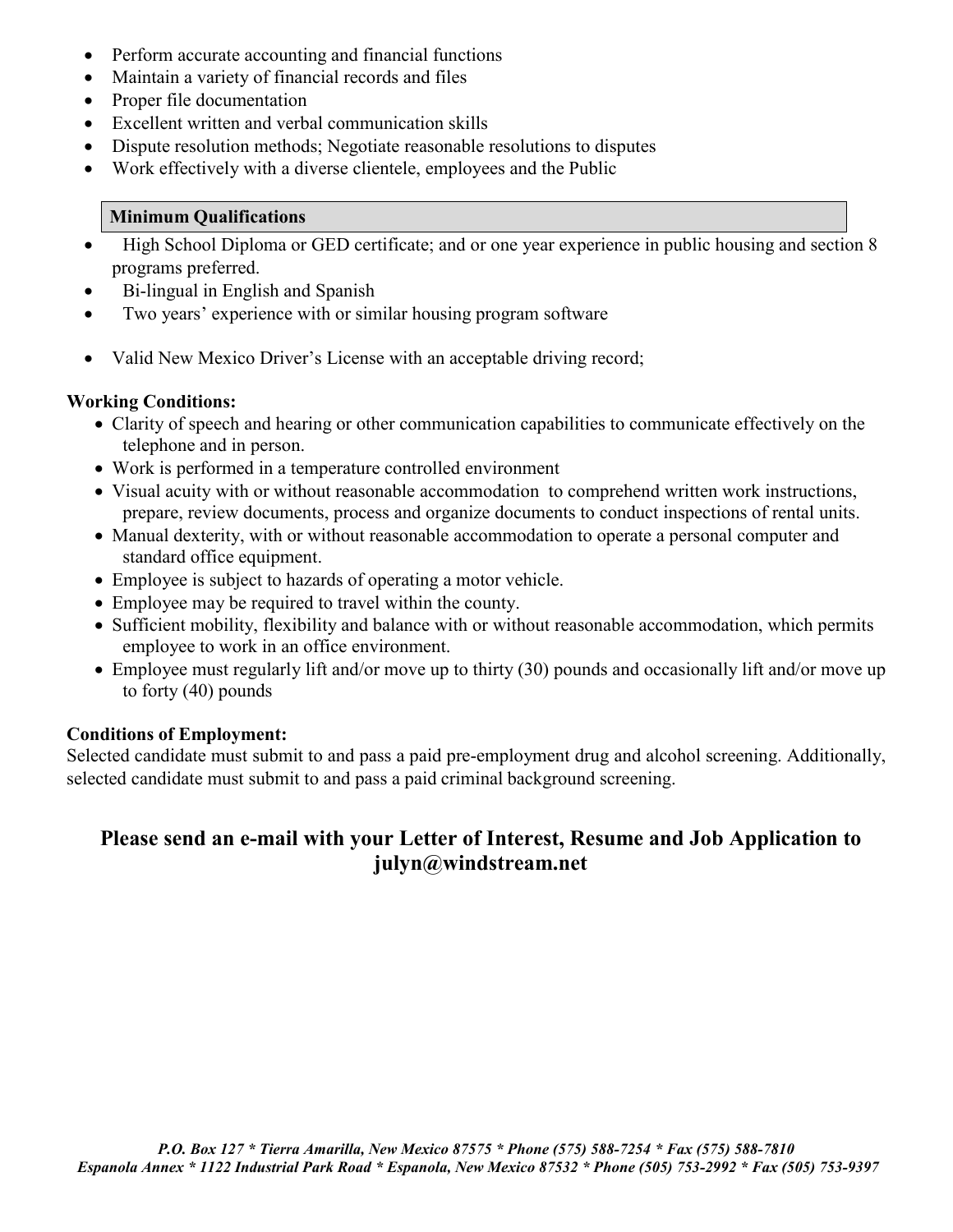- Perform accurate accounting and financial functions
- Maintain a variety of financial records and files
- Proper file documentation
- Excellent written and verbal communication skills
- Dispute resolution methods; Negotiate reasonable resolutions to disputes
- Work effectively with a diverse clientele, employees and the Public

**Minimum Qualifications**

- High School Diploma or GED certificate; and or one year experience in public housing and section 8 programs preferred.
- Bi-lingual in English and Spanish
- Two years' experience with or similar housing program software
- Valid New Mexico Driver's License with an acceptable driving record;

**Working Conditions:**

- Clarity of speech and hearing or other communication capabilities to communicate effectively on the telephone and in person.
- Work is performed in a temperature controlled environment
- Visual acuity with or without reasonable accommodation to comprehend written work instructions, prepare, review documents, process and organize documents to conduct inspections of rental units.
- Manual dexterity, with or without reasonable accommodation to operate a personal computer and standard office equipment.
- Employee is subject to hazards of operating a motor vehicle.
- Employee may be required to travel within the county.
- Sufficient mobility, flexibility and balance with or without reasonable accommodation, which permits employee to work in an office environment.
- Employee must regularly lift and/or move up to thirty (30) pounds and occasionally lift and/or move up to forty (40) pounds

**Conditions of Employment:**

Selected candidate must submit to and pass a paid pre-employment drug and alcohol screening. Additionally, selected candidate must submit to and pass a paid criminal background screening.

## Please send an e-mail with your Letter of Interest, Resume and Job Application to julyn@windstream.net

*P.O. Box 127 * Tierra Amarilla, New Mexico 87575 * Phone (575) 588-7254 * Fax (575) 588-7810*
*Espanola Annex * 1122 Industrial Park Road * Espanola, New Mexico 87532 * Phone (505) 753-2992 * Fax (505) 753-9397*